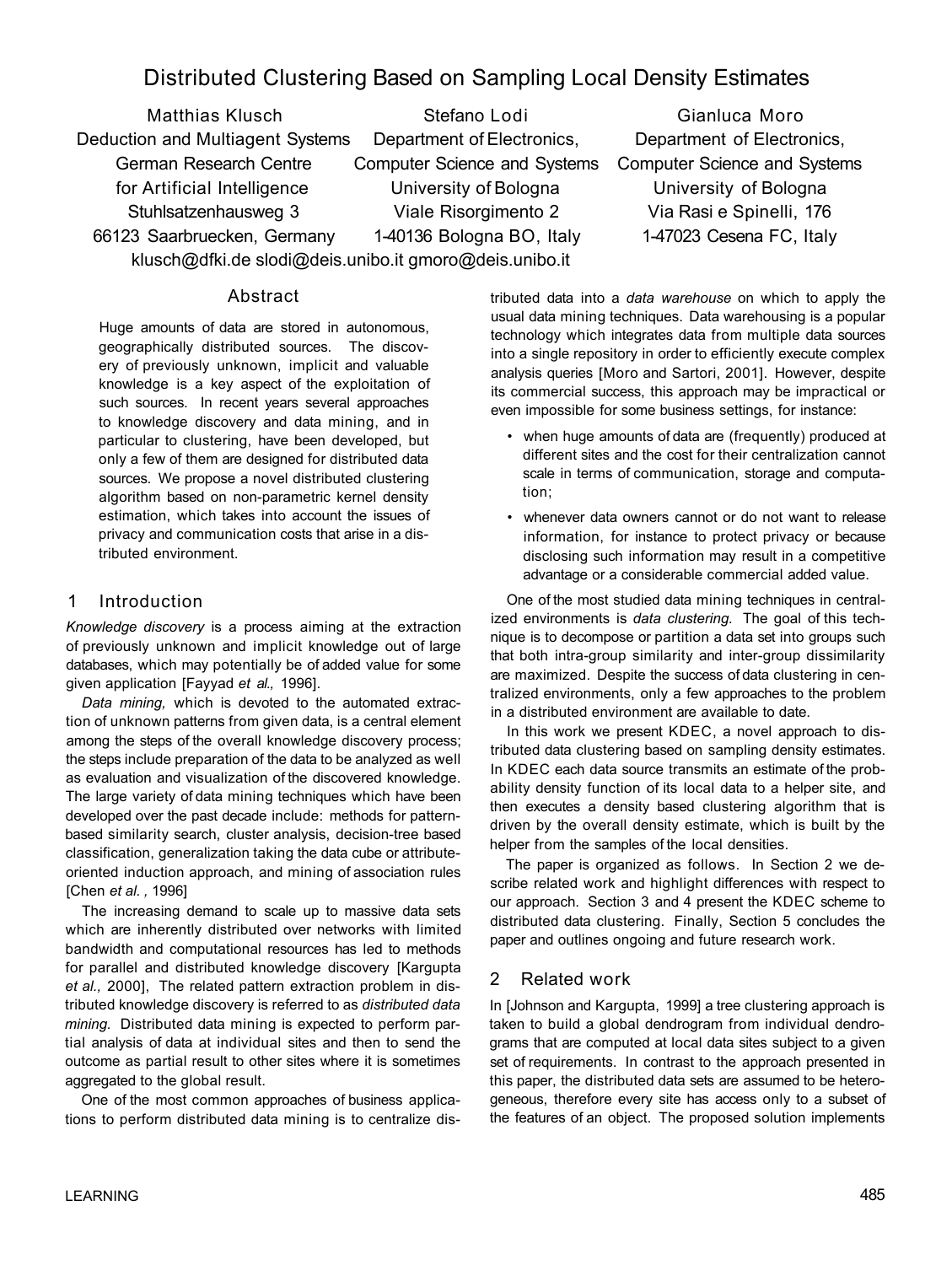# Distributed Clustering Based on Sampling Local Density Estimates

Matthias Klusch
Deduction and Multiagent Systems
German Research Centre
for Artificial Intelligence
Stuhlsatzenhausweg 3
66123 Saarbruecken, Germany

Stefano Lodi
Department of Electronics,
Computer Science and Systems
University of Bologna
Viale Risorgimento 2
1-40136 Bologna BO, Italy

Gianluca Moro
Department of Electronics,
Computer Science and Systems
University of Bologna
Via Rasi e Spinelli, 176
1-47023 Cesena FC, Italy

klusch@dfki.de slodi@deis.unibo.it gmoro@deis.unibo.it

## Abstract

Huge amounts of data are stored in autonomous, geographically distributed sources. The discovery of previously unknown, implicit and valuable knowledge is a key aspect of the exploitation of such sources. In recent years several approaches to knowledge discovery and data mining, and in particular to clustering, have been developed, but only a few of them are designed for distributed data sources. We propose a novel distributed clustering algorithm based on non-parametric kernel density estimation, which takes into account the issues of privacy and communication costs that arise in a distributed environment.

## 1 Introduction

*Knowledge discovery* is a process aiming at the extraction of previously unknown and implicit knowledge out of large databases, which may potentially be of added value for some given application [Fayyad *et al.,* 1996].

*Data mining,* which is devoted to the automated extraction of unknown patterns from given data, is a central element among the steps of the overall knowledge discovery process; the steps include preparation of the data to be analyzed as well as evaluation and visualization of the discovered knowledge. The large variety of data mining techniques which have been developed over the past decade include: methods for pattern-based similarity search, cluster analysis, decision-tree based classification, generalization taking the data cube or attribute-oriented induction approach, and mining of association rules [Chen *et al.* , 1996]

The increasing demand to scale up to massive data sets which are inherently distributed over networks with limited bandwidth and computational resources has led to methods for parallel and distributed knowledge discovery [Kargupta *et al.,* 2000], The related pattern extraction problem in distributed knowledge discovery is referred to as *distributed data mining.* Distributed data mining is expected to perform partial analysis of data at individual sites and then to send the outcome as partial result to other sites where it is sometimes aggregated to the global result.

One of the most common approaches of business applications to perform distributed data mining is to centralize distributed data into a *data warehouse* on which to apply the usual data mining techniques. Data warehousing is a popular technology which integrates data from multiple data sources into a single repository in order to efficiently execute complex analysis queries [Moro and Sartori, 2001]. However, despite its commercial success, this approach may be impractical or even impossible for some business settings, for instance:

- when huge amounts of data are (frequently) produced at different sites and the cost for their centralization cannot scale in terms of communication, storage and computation;
- whenever data owners cannot or do not want to release information, for instance to protect privacy or because disclosing such information may result in a competitive advantage or a considerable commercial added value.

One of the most studied data mining techniques in centralized environments is *data clustering.* The goal of this technique is to decompose or partition a data set into groups such that both intra-group similarity and inter-group dissimilarity are maximized. Despite the success of data clustering in centralized environments, only a few approaches to the problem in a distributed environment are available to date.

In this work we present KDEC, a novel approach to distributed data clustering based on sampling density estimates. In KDEC each data source transmits an estimate of the probability density function of its local data to a helper site, and then executes a density based clustering algorithm that is driven by the overall density estimate, which is built by the helper from the samples of the local densities.

The paper is organized as follows. In Section 2 we describe related work and highlight differences with respect to our approach. Section 3 and 4 present the KDEC scheme to distributed data clustering. Finally, Section 5 concludes the paper and outlines ongoing and future research work.

## 2 Related work

In [Johnson and Kargupta, 1999] a tree clustering approach is taken to build a global dendrogram from individual dendrograms that are computed at local data sites subject to a given set of requirements. In contrast to the approach presented in this paper, the distributed data sets are assumed to be heterogeneous, therefore every site has access only to a subset of the features of an object. The proposed solution implements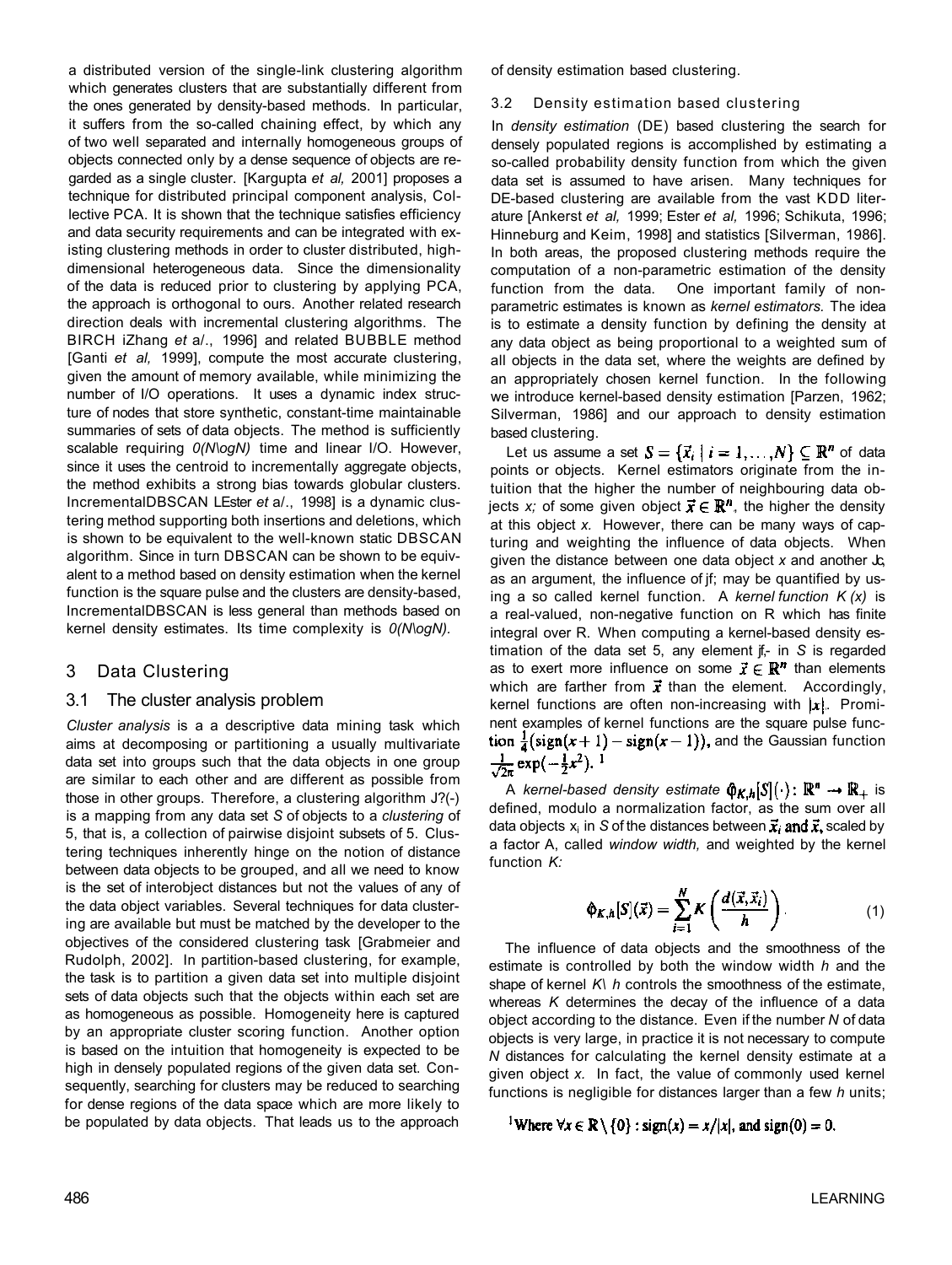a distributed version of the single-link clustering algorithm which generates clusters that are substantially different from the ones generated by density-based methods. In particular, it suffers from the so-called chaining effect, by which any of two well separated and internally homogeneous groups of objects connected only by a dense sequence of objects are regarded as a single cluster. [Kargupta *et al,* 2001] proposes a technique for distributed principal component analysis, Collective PCA. It is shown that the technique satisfies efficiency and data security requirements and can be integrated with existing clustering methods in order to cluster distributed, high-dimensional heterogeneous data. Since the dimensionality of the data is reduced prior to clustering by applying PCA, the approach is orthogonal to ours. Another related research direction deals with incremental clustering algorithms. The BIRCH iZhang *et* a/., 1996] and related BUBBLE method [Ganti *et al,* 1999], compute the most accurate clustering, given the amount of memory available, while minimizing the number of I/O operations. It uses a dynamic index structure of nodes that store synthetic, constant-time maintainable summaries of sets of data objects. The method is sufficiently scalable requiring *0(N\ogN)* time and linear I/O. However, since it uses the centroid to incrementally aggregate objects, the method exhibits a strong bias towards globular clusters. IncrementalDBSCAN LEster *et* a/., 1998] is a dynamic clustering method supporting both insertions and deletions, which is shown to be equivalent to the well-known static DBSCAN algorithm. Since in turn DBSCAN can be shown to be equivalent to a method based on density estimation when the kernel function is the square pulse and the clusters are density-based, IncrementalDBSCAN is less general than methods based on kernel density estimates. Its time complexity is *0(N\ogN).*

## 3 Data Clustering

### 3.1 The cluster analysis problem

*Cluster analysis* is a a descriptive data mining task which aims at decomposing or partitioning a usually multivariate data set into groups such that the data objects in one group are similar to each other and are different as possible from those in other groups. Therefore, a clustering algorithm J?(-) is a mapping from any data set *S* of objects to a *clustering* of 5, that is, a collection of pairwise disjoint subsets of 5. Clustering techniques inherently hinge on the notion of distance between data objects to be grouped, and all we need to know is the set of interobject distances but not the values of any of the data object variables. Several techniques for data clustering are available but must be matched by the developer to the objectives of the considered clustering task [Grabmeier and Rudolph, 2002]. In partition-based clustering, for example, the task is to partition a given data set into multiple disjoint sets of data objects such that the objects within each set are as homogeneous as possible. Homogeneity here is captured by an appropriate cluster scoring function. Another option is based on the intuition that homogeneity is expected to be high in densely populated regions of the given data set. Consequently, searching for clusters may be reduced to searching for dense regions of the data space which are more likely to be populated by data objects. That leads us to the approach of density estimation based clustering.

### 3.2 Density estimation based clustering

In *density estimation* (DE) based clustering the search for densely populated regions is accomplished by estimating a so-called probability density function from which the given data set is assumed to have arisen. Many techniques for DE-based clustering are available from the vast KDD literature [Ankerst *et al,* 1999; Ester *et al,* 1996; Schikuta, 1996; Hinneburg and Keim, 1998] and statistics [Silverman, 1986]. In both areas, the proposed clustering methods require the computation of a non-parametric estimation of the density function from the data. One important family of non-parametric estimates is known as *kernel estimators.* The idea is to estimate a density function by defining the density at any data object as being proportional to a weighted sum of all objects in the data set, where the weights are defined by an appropriately chosen kernel function. In the following we introduce kernel-based density estimation [Parzen, 1962; Silverman, 1986] and our approach to density estimation based clustering.

Let us assume a set $S = \{\vec{x}_i \mid i = 1, \ldots, N\} \subseteq \mathbb{R}^n$ of data points or objects. Kernel estimators originate from the intuition that the higher the number of neighbouring data objects *x;* of some given object $\vec{x} \in \mathbb{R}^n$, the higher the density at this object *x.* However, there can be many ways of capturing and weighting the influence of data objects. When given the distance between one data object *x* and another Jc, as an argument, the influence of jf; may be quantified by using a so called kernel function. A *kernel function K (x)* is a real-valued, non-negative function on R which has finite integral over R. When computing a kernel-based density estimation of the data set 5, any element jf,- in *S* is regarded as to exert more influence on some $\vec{x} \in \mathbb{R}^n$ than elements which are farther from $\vec{x}$ than the element. Accordingly, kernel functions are often non-increasing with $|x|$. Prominent examples of kernel functions are the square pulse function $\frac{1}{4}(\text{sign}(x+1) - \text{sign}(x-1))$, and the Gaussian function $\frac{1}{\sqrt{2\pi}}\exp(-\frac{1}{2}x^2)$. [1]

A *kernel-based density estimate* $\varphi_{K,h}[S](\cdot): \mathbb{R}^n \to \mathbb{R}_+$ is defined, modulo a normalization factor, as the sum over all data objects $x_i$ in *S* of the distances between $\vec{x}_i$ and $\vec{x}$, scaled by a factor A, called *window width,* and weighted by the kernel function *K:*

$$\varphi_{K,h}[S](\vec{x}) = \sum_{i=1}^{N} K\left(\frac{d(\vec{x}, \vec{x}_i)}{h}\right). \tag{1}$$

The influence of data objects and the smoothness of the estimate is controlled by both the window width *h* and the shape of kernel *K\ h* controls the smoothness of the estimate, whereas *K* determines the decay of the influence of a data object according to the distance. Even if the number *N* of data objects is very large, in practice it is not necessary to compute *N* distances for calculating the kernel density estimate at a given object *x.* In fact, the value of commonly used kernel functions is negligible for distances larger than a few *h* units;

[1] Where $\forall x \in \mathbb{R} \setminus \{0\} : \text{sign}(x) = x/|x|$, and $\text{sign}(0) = 0$.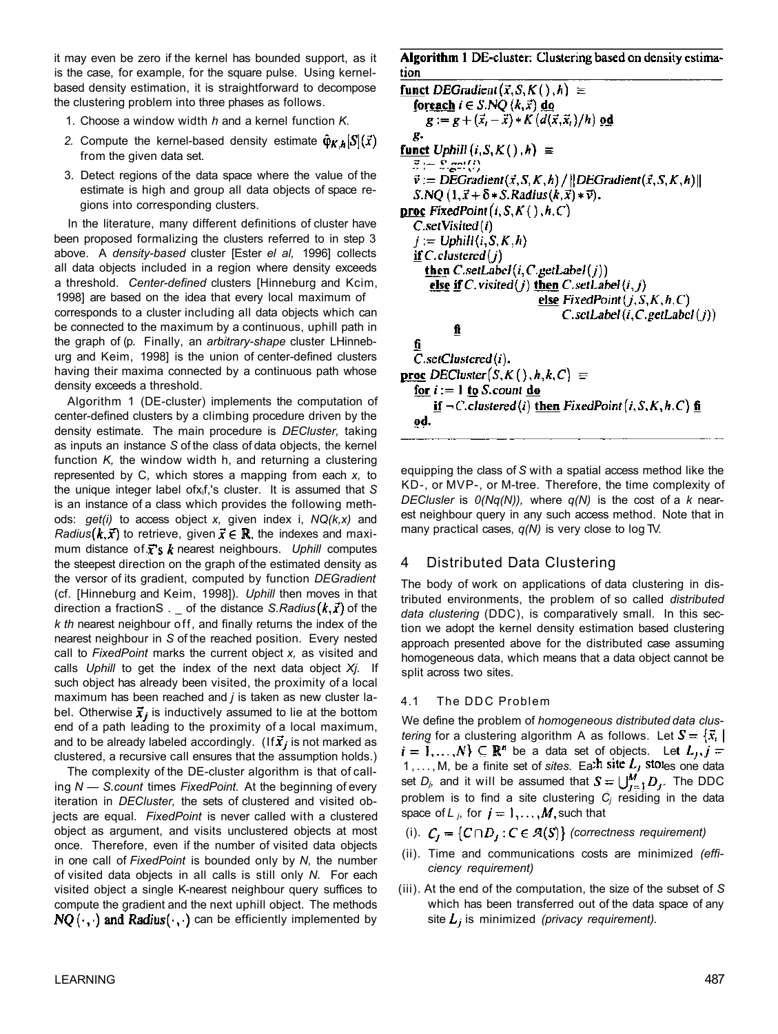it may even be zero if the kernel has bounded support, as it is the case, for example, for the square pulse. Using kernel-based density estimation, it is straightforward to decompose the clustering problem into three phases as follows.

1. Choose a window width $h$ and a kernel function $K$.
2. Compute the kernel-based density estimate $\hat{\varphi}_{K,h}[S](\vec{x})$ from the given data set.
3. Detect regions of the data space where the value of the estimate is high and group all data objects of space regions into corresponding clusters.

In the literature, many different definitions of cluster have been proposed formalizing the clusters referred to in step 3 above. A *density-based* cluster [Ester *el al,* 1996] collects all data objects included in a region where density exceeds a threshold. *Center-defined* clusters [Hinneburg and Kcim, 1998] are based on the idea that every local maximum of corresponds to a cluster including all data objects which can be connected to the maximum by a continuous, uphill path in the graph of $\varphi$. Finally, an *arbitrary-shape* cluster LHinneburg and Keim, 1998] is the union of center-defined clusters having their maxima connected by a continuous path whose density exceeds a threshold.

Algorithm 1 (DE-cluster) implements the computation of center-defined clusters by a climbing procedure driven by the density estimate. The main procedure is *DECluster,* taking as inputs an instance $S$ of the class of data objects, the kernel function $K$, the window width h, and returning a clustering represented by C, which stores a mapping from each $x_i$ to the unique integer label of $x_i$'s cluster. It is assumed that $S$ is an instance of a class which provides the following methods: *get(i)* to access object $x_i$ given index i, *NQ(k,x)* and *Radius*$(k,\vec{x})$ to retrieve, given $\vec{x} \in \mathbb{R}$, the indexes and maximum distance of $\vec{x}$'s $k$ nearest neighbours. *Uphill* computes the steepest direction on the graph of the estimated density as the versor of its gradient, computed by function *DEGradient* (cf. [Hinneburg and Keim, 1998]). *Uphill* then moves in that direction a fraction$\delta$ of the distance *S.Radius*$(k,\vec{x})$ of the $k$ *th* nearest neighbour of $f$, and finally returns the index of the nearest neighbour in $S$ of the reached position. Every nested call to *FixedPoint* marks the current object $x_i$ as visited and calls *Uphill* to get the index of the next data object $X_j$. If such object has already been visited, the proximity of a local maximum has been reached and $j$ is taken as new cluster label. Otherwise $\vec{x}_j$ is inductively assumed to lie at the bottom end of a path leading to the proximity of a local maximum, and to be already labeled accordingly. (If $\vec{x}_j$ is not marked as clustered, a recursive call ensures that the assumption holds.)

The complexity of the DE-cluster algorithm is that of calling $N$ — *S.count* times *FixedPoint.* At the beginning of every iteration in *DECluster,* the sets of clustered and visited objects are equal. *FixedPoint* is never called with a clustered object as argument, and visits unclustered objects at most once. Therefore, even if the number of visited data objects in one call of *FixedPoint* is bounded only by $N$, the number of visited data objects in all calls is still only $N$. For each visited object a single K-nearest neighbour query suffices to compute the gradient and the next uphill object. The methods $NQ(\cdot,\cdot)$ and $Radius(\cdot,\cdot)$ can be efficiently implemented by

**Algorithm 1** DE-cluster: Clustering based on density estimation

```
funct DEGradient(x, S, K(), h) ≡
   foreach i ∈ S.NQ(k, x) do
      g := g + (x_i − x) * K(d(x, x_i)/h) od
   g.
funct Uphill(i, S, K(), h) ≡
   x := S.get(i)
   v := DEGradient(x, S, K, h) / ||DEGradient(x, S, K, h)||
   S.NQ(1, x + δ * S.Radius(k, x) * v).
proc FixedPoint(i, S, K(), h, C)
   C.setVisited(i)
   j := Uphill(i, S, K, h)
   if C.clustered(j)
      then C.setLabel(i, C.getLabel(j))
      else if C.visited(j) then C.setLabel(i, j)
                           else FixedPoint(j, S, K, h, C)
                                C.setLabel(i, C.getLabel(j))
           fi
   fi
   C.setClustered(i).
proc DECluster(S, K(), h, k, C) ≡
   for i := 1 to S.count do
      if ¬C.clustered(i) then FixedPoint(i, S, K, h, C) fi
   od.
```

equipping the class of $S$ with a spatial access method like the KD-, or MVP-, or M-tree. Therefore, the time complexity of *DEClusler* is $O(Nq(N))$, where $q(N)$ is the cost of a $k$ nearest neighbour query in any such access method. Note that in many practical cases, $q(N)$ is very close to $\log N$.

## 4 Distributed Data Clustering

The body of work on applications of data clustering in distributed environments, the problem of so called *distributed data clustering* (DDC), is comparatively small. In this section we adopt the kernel density estimation based clustering approach presented above for the distributed case assuming homogeneous data, which means that a data object cannot be split across two sites.

### 4.1 The DDC Problem

We define the problem of *homogeneous distributed data clustering* for a clustering algorithm A as follows. Let $S = \{\vec{x}_i \mid i = 1,\ldots,N\} \subseteq \mathbb{R}^n$ be a data set of objects. Let $L_j, j = 1,\ldots,M$, be a finite set of *sites.* Each site $L_j$ stores one data set $D_j$, and it will be assumed that $S = \bigcup_{j=1}^{M} D_j$. The DDC problem is to find a site clustering $C_j$ residing in the data space of $L_j$, for $j = 1,\ldots,M$, such that

(i). $C_j = \{C \cap D_j : C \in \mathcal{A}(S)\}$ *(correctness requirement)*

(ii). Time and communications costs are minimized *(efficiency requirement)*

(iii). At the end of the computation, the size of the subset of $S$ which has been transferred out of the data space of any site $L_j$ is minimized *(privacy requirement).*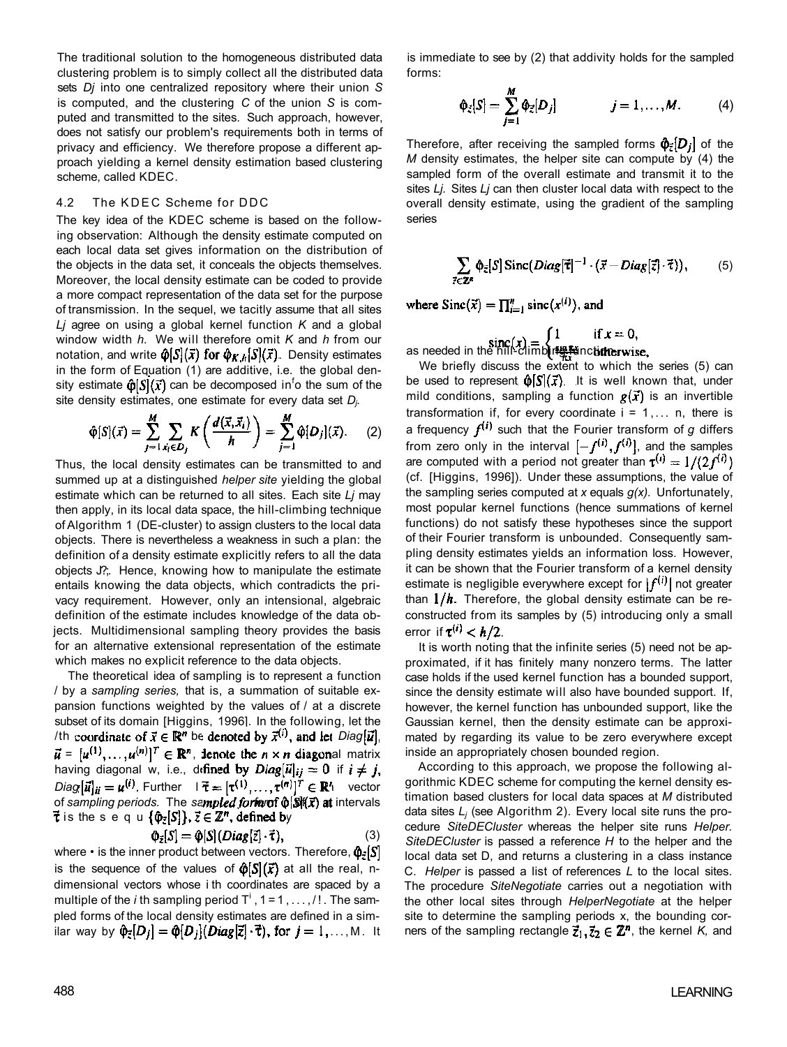The traditional solution to the homogeneous distributed data clustering problem is to simply collect all the distributed data sets $D_j$ into one centralized repository where their union $S$ is computed, and the clustering $C$ of the union $S$ is computed and transmitted to the sites. Such approach, however, does not satisfy our problem's requirements both in terms of privacy and efficiency. We therefore propose a different approach yielding a kernel density estimation based clustering scheme, called KDEC.

### 4.2 The KDEC Scheme for DDC

The key idea of the KDEC scheme is based on the following observation: Although the density estimate computed on each local data set gives information on the distribution of the objects in the data set, it conceals the objects themselves. Moreover, the local density estimate can be coded to provide a more compact representation of the data set for the purpose of transmission. In the sequel, we tacitly assume that all sites $L_j$ agree on using a global kernel function $K$ and a global window width $h$. We will therefore omit $K$ and $h$ from our notation, and write $\hat{\varphi}[S](\vec{x})$ for $\hat{\varphi}_{K,h}[S](\vec{x})$. Density estimates in the form of Equation (1) are additive, i.e. the global density estimate $\hat{\varphi}[S](\vec{x})$ can be decomposed into the sum of the site density estimates, one estimate for every data set $D_j$.

$$\hat{\varphi}[S](\vec{x}) = \sum_{j=1}^{M} \sum_{\vec{x}_i \in D_j} K\left(\frac{d(\vec{x},\vec{x}_i)}{h}\right) = \sum_{j=1}^{M} \hat{\varphi}[D_j](\vec{x}). \qquad (2)$$

Thus, the local density estimates can be transmitted to and summed up at a distinguished *helper site* yielding the global estimate which can be returned to all sites. Each site $L_j$ may then apply, in its local data space, the hill-climbing technique of Algorithm 1 (DE-cluster) to assign clusters to the local data objects. There is nevertheless a weakness in such a plan: the definition of a density estimate explicitly refers to all the data objects $\vec{x}_i$. Hence, knowing how to manipulate the estimate entails knowing the data objects, which contradicts the privacy requirement. However, only an intensional, algebraic definition of the estimate includes knowledge of the data objects. Multidimensional sampling theory provides the basis for an alternative extensional representation of the estimate which makes no explicit reference to the data objects.

The theoretical idea of sampling is to represent a function $f$ by a *sampling series*, that is, a summation of suitable expansion functions weighted by the values of $f$ at a discrete subset of its domain [Higgins, 1996]. In the following, let the $i$th coordinate of $\vec{x} \in \mathbb{R}^n$ be denoted by $\vec{x}^{(i)}$, and let $Diag[\vec{u}]$, $\vec{u} = [u^{(1)}, \ldots, u^{(n)}]^T \in \mathbb{R}^n$, denote the $n \times n$ diagonal matrix having diagonal $\vec{u}$, i.e., defined by $Diag[\vec{u}]_{ij} = 0$ if $i \neq j$, $Diag[\vec{u}]_{ii} = u^{(i)}$. Further let $\vec{\tau} = [\tau^{(1)}, \ldots, \tau^{(n)}]^T \in \mathbb{R}^n$ vector of *sampling periods*. The *sampled form* of $\hat{\varphi}[S](\vec{x})$ at intervals $\vec{\tau}$ is the sequence $\{\hat{\varphi}_{\vec{z}}[S]\}$, $\vec{z} \in \mathbb{Z}^n$, defined by

$$\hat{\varphi}_{\vec{z}}[S] = \hat{\varphi}[S](Diag[\vec{z}] \cdot \vec{\tau}), \qquad (3)$$

where $\cdot$ is the inner product between vectors. Therefore, $\hat{\varphi}_{\vec{z}}[S]$ is the sequence of the values of $\hat{\varphi}[S](\vec{x})$ at all the real, $n$-dimensional vectors whose $i$th coordinates are spaced by a multiple of the $i$th sampling period $\tau^{(i)}$, $i = 1, \ldots, n$. The sampled forms of the local density estimates are defined in a similar way by $\hat{\varphi}_{\vec{z}}[D_j] = \hat{\varphi}[D_j](Diag[\vec{z}] \cdot \vec{\tau})$, for $j = 1, \ldots, M$. It is immediate to see by (2) that addivity holds for the sampled forms:

$$\hat{\varphi}_{\vec{z}}[S] = \sum_{j=1}^{M} \hat{\varphi}_{\vec{z}}[D_j] \qquad j = 1, \ldots, M. \qquad (4)$$

Therefore, after receiving the sampled forms $\hat{\varphi}_{\vec{z}}[D_j]$ of the $M$ density estimates, the helper site can compute by (4) the sampled form of the overall estimate and transmit it to the sites $L_j$. Sites $L_j$ can then cluster local data with respect to the overall density estimate, using the gradient of the sampling series

$$\sum_{\vec{z} \in \mathbb{Z}^n} \hat{\varphi}_{\vec{z}}[S] \, \mathrm{Sinc}(Diag[\vec{\tau}]^{-1} \cdot (\vec{x} - Diag[\vec{z}] \cdot \vec{\tau})), \qquad (5)$$

where $\mathrm{Sinc}(\vec{x}) = \prod_{i=1}^{n} \mathrm{sinc}(x^{(i)})$, and

$$\mathrm{sinc}(x) = \begin{cases} 1 & \text{if } x = 0, \\ \frac{\sin \pi x}{\pi x} & \text{otherwise,} \end{cases}$$

as needed in the hill-climbing function.

We briefly discuss the extent to which the series (5) can be used to represent $\hat{\varphi}[S](\vec{x})$. It is well known that, under mild conditions, sampling a function $g(\vec{x})$ is an invertible transformation if, for every coordinate $i = 1, \ldots, n$, there is a frequency $f^{(i)}$ such that the Fourier transform of $g$ differs from zero only in the interval $[-f^{(i)}, f^{(i)}]$, and the samples are computed with a period not greater than $\tau^{(i)} = 1/(2f^{(i)})$ (cf. [Higgins, 1996]). Under these assumptions, the value of the sampling series computed at $x$ equals $g(x)$. Unfortunately, most popular kernel functions (hence summations of kernel functions) do not satisfy these hypotheses since the support of their Fourier transform is unbounded. Consequently sampling density estimates yields an information loss. However, it can be shown that the Fourier transform of a kernel density estimate is negligible everywhere except for $|f^{(i)}|$ not greater than $1/h$. Therefore, the global density estimate can be reconstructed from its samples by (5) introducing only a small error if $\tau^{(i)} < h/2$.

It is worth noting that the infinite series (5) need not be approximated, if it has finitely many nonzero terms. The latter case holds if the used kernel function has a bounded support, since the density estimate will also have bounded support. If, however, the kernel function has unbounded support, like the Gaussian kernel, then the density estimate can be approximated by regarding its value to be zero everywhere except inside an appropriately chosen bounded region.

According to this approach, we propose the following algorithmic KDEC scheme for computing the kernel density estimation based clusters for local data spaces at $M$ distributed data sites $L_j$ (see Algorithm 2). Every local site runs the procedure *SiteDECluster* whereas the helper site runs *Helper*. *SiteDECluster* is passed a reference $H$ to the helper and the local data set D, and returns a clustering in a class instance C. *Helper* is passed a list of references $L$ to the local sites. The procedure *SiteNegotiate* carries out a negotiation with the other local sites through *HelperNegotiate* at the helper site to determine the sampling periods $\tau$, the bounding corners of the sampling rectangle $\vec{z}_1, \vec{z}_2 \in \mathbb{Z}^n$, the kernel $K$, and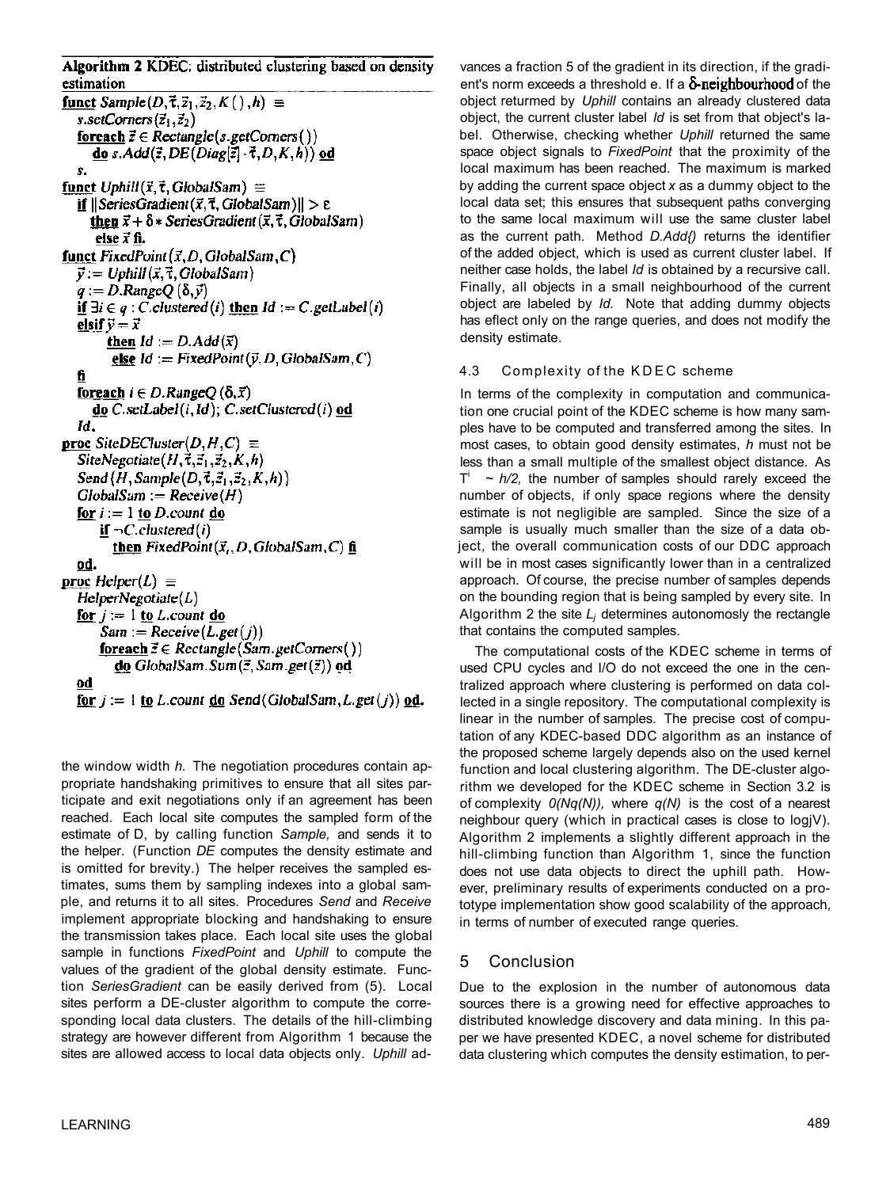**Algorithm 2** KDEC: distributed clustering based on density estimation

```
funct Sample(D, τ, z1, z2, K(), h) ≡
   s.setCorners(z1, z2)
   foreach z ∈ Rectangle(s.getCorners())
      do s.Add(z, DE(Diag[z] · τ, D, K, h)) od
   s.
funct Uphill(x, τ, GlobalSam) ≡
   if ||SeriesGradient(x, τ, GlobalSam)|| > ε
      then x + δ * SeriesGradient(x, τ, GlobalSam)
      else x fi.
funct FixedPoint(x, D, GlobalSam, C)
   y := Uphill(x, τ, GlobalSam)
   q := D.RangeQ(δ, y)
   if ∃i ∈ q : C.clustered(i) then Id := C.getLabel(i)
   elsif y = x
         then Id := D.Add(x)
         else Id := FixedPoint(y, D, GlobalSam, C)
   fi
   foreach i ∈ D.RangeQ(δ, x)
      do C.setLabel(i, Id); C.setClustered(i) od
   Id.
proc SiteDECluster(D, H, C) ≡
   SiteNegotiate(H, τ, z1, z2, K, h)
   Send(H, Sample(D, τ, z1, z2, K, h))
   GlobalSam := Receive(H)
   for i := 1 to D.count do
      if ¬C.clustered(i)
         then FixedPoint(x_i, D, GlobalSam, C) fi
   od.
proc Helper(L) ≡
   HelperNegotiate(L)
   for j := 1 to L.count do
      Sam := Receive(L.get(j))
      foreach z ∈ Rectangle(Sam.getCorners())
         do GlobalSam.Sum(z, Sam.get(z)) od
   od
   for j := 1 to L.count do Send(GlobalSam, L.get(j)) od.
```

the window width *h.* The negotiation procedures contain appropriate handshaking primitives to ensure that all sites participate and exit negotiations only if an agreement has been reached. Each local site computes the sampled form of the estimate of D, by calling function *Sample,* and sends it to the helper. (Function *DE* computes the density estimate and is omitted for brevity.) The helper receives the sampled estimates, sums them by sampling indexes into a global sample, and returns it to all sites. Procedures *Send* and *Receive* implement appropriate blocking and handshaking to ensure the transmission takes place. Each local site uses the global sample in functions *FixedPoint* and *Uphill* to compute the values of the gradient of the global density estimate. Function *SeriesGradient* can be easily derived from (5). Local sites perform a DE-cluster algorithm to compute the corresponding local data clusters. The details of the hill-climbing strategy are however different from Algorithm 1 because the sites are allowed access to local data objects only. *Uphill* advances a fraction $\delta$ of the gradient in its direction, if the gradient's norm exceeds a threshold $\epsilon$. If a $\delta$-neighbourhood of the object returned by *Uphill* contains an already clustered data object, the current cluster label *Id* is set from that object's label. Otherwise, checking whether *Uphill* returned the same space object signals to *FixedPoint* that the proximity of the local maximum has been reached. The maximum is marked by adding the current space object $x$ as a dummy object to the local data set; this ensures that subsequent paths converging to the same local maximum will use the same cluster label as the current path. Method *D.Add()* returns the identifier of the added object, which is used as current cluster label. If neither case holds, the label *Id* is obtained by a recursive call. Finally, all objects in a small neighbourhood of the current object are labeled by *Id.* Note that adding dummy objects has effect only on the range queries, and does not modify the density estimate.

### 4.3 Complexity of the KDEC scheme

In terms of the complexity in computation and communication one crucial point of the KDEC scheme is how many samples have to be computed and transferred among the sites. In most cases, to obtain good density estimates, *h* must not be less than a small multiple of the smallest object distance. As $\tau^i \sim h/2$, the number of samples should rarely exceed the number of objects, if only space regions where the density estimate is not negligible are sampled. Since the size of a sample is usually much smaller than the size of a data object, the overall communication costs of our DDC approach will be in most cases significantly lower than in a centralized approach. Of course, the precise number of samples depends on the bounding region that is being sampled by every site. In Algorithm 2 the site $L_j$ determines autonomously the rectangle that contains the computed samples.

The computational costs of the KDEC scheme in terms of used CPU cycles and I/O do not exceed the one in the centralized approach where clustering is performed on data collected in a single repository. The computational complexity is linear in the number of samples. The precise cost of computation of any KDEC-based DDC algorithm as an instance of the proposed scheme largely depends also on the used kernel function and local clustering algorithm. The DE-cluster algorithm we developed for the KDEC scheme in Section 3.2 is of complexity $O(Nq(N))$, where $q(N)$ is the cost of a nearest neighbour query (which in practical cases is close to $\log N$). Algorithm 2 implements a slightly different approach in the hill-climbing function than Algorithm 1, since the function does not use data objects to direct the uphill path. However, preliminary results of experiments conducted on a prototype implementation show good scalability of the approach, in terms of number of executed range queries.

## 5 Conclusion

Due to the explosion in the number of autonomous data sources there is a growing need for effective approaches to distributed knowledge discovery and data mining. In this paper we have presented KDEC, a novel scheme for distributed data clustering which computes the density estimation, to per-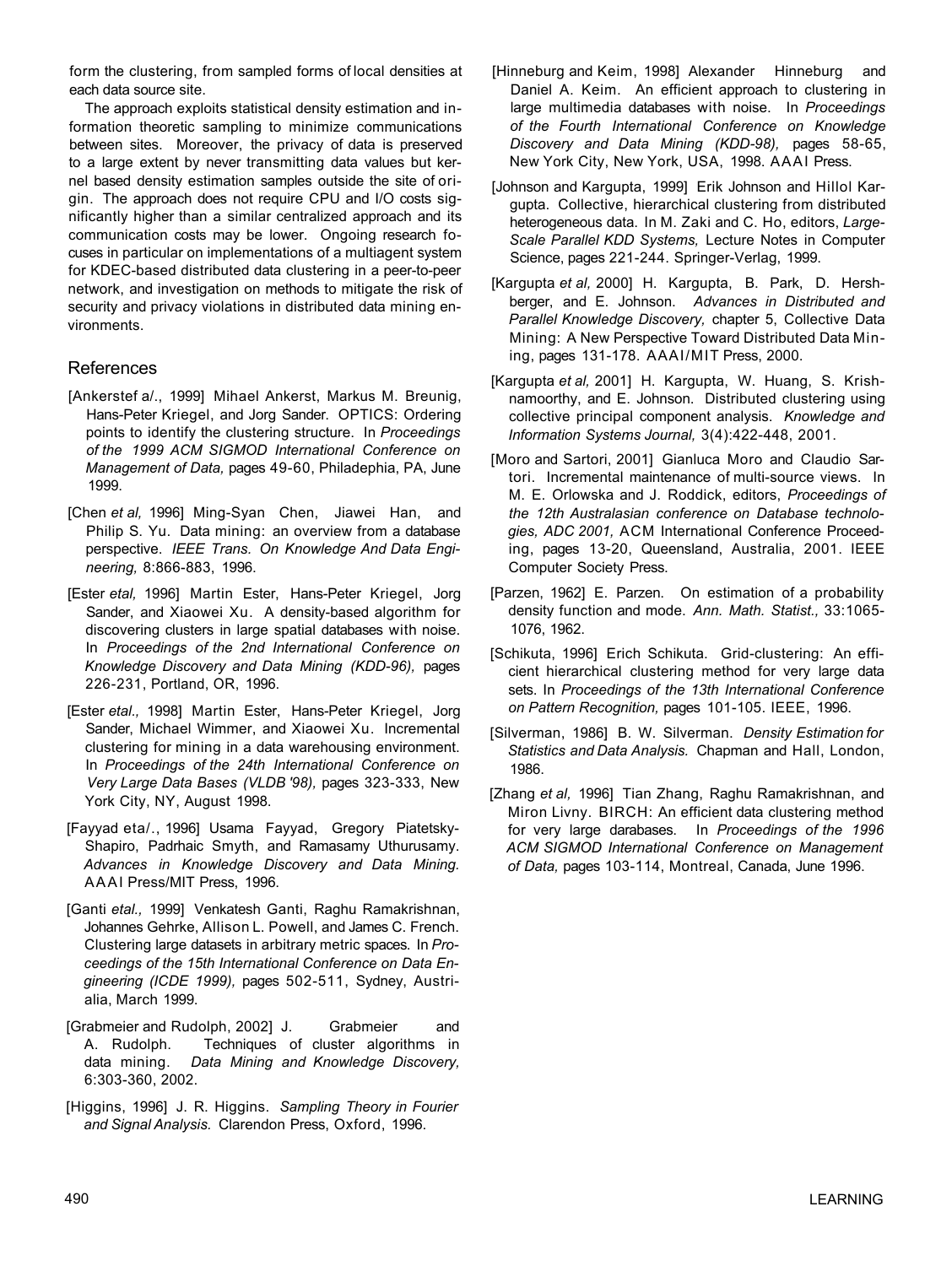form the clustering, from sampled forms of local densities at each data source site.

The approach exploits statistical density estimation and information theoretic sampling to minimize communications between sites. Moreover, the privacy of data is preserved to a large extent by never transmitting data values but kernel based density estimation samples outside the site of origin. The approach does not require CPU and I/O costs significantly higher than a similar centralized approach and its communication costs may be lower. Ongoing research focuses in particular on implementations of a multiagent system for KDEC-based distributed data clustering in a peer-to-peer network, and investigation on methods to mitigate the risk of security and privacy violations in distributed data mining environments.

## References

[Ankerstef a/., 1999] Mihael Ankerst, Markus M. Breunig, Hans-Peter Kriegel, and Jorg Sander. OPTICS: Ordering points to identify the clustering structure. In *Proceedings of the 1999 ACM SIGMOD International Conference on Management of Data,* pages 49-60, Philadephia, PA, June 1999.

[Chen *et al,* 1996] Ming-Syan Chen, Jiawei Han, and Philip S. Yu. Data mining: an overview from a database perspective. *IEEE Trans. On Knowledge And Data Engineering,* 8:866-883, 1996.

[Ester *etal,* 1996] Martin Ester, Hans-Peter Kriegel, Jorg Sander, and Xiaowei Xu. A density-based algorithm for discovering clusters in large spatial databases with noise. In *Proceedings of the 2nd International Conference on Knowledge Discovery and Data Mining (KDD-96),* pages 226-231, Portland, OR, 1996.

[Ester *etal.,* 1998] Martin Ester, Hans-Peter Kriegel, Jorg Sander, Michael Wimmer, and Xiaowei Xu. Incremental clustering for mining in a data warehousing environment. In *Proceedings of the 24th International Conference on Very Large Data Bases (VLDB '98),* pages 323-333, New York City, NY, August 1998.

[Fayyad eta/., 1996] Usama Fayyad, Gregory Piatetsky-Shapiro, Padrhaic Smyth, and Ramasamy Uthurusamy. *Advances in Knowledge Discovery and Data Mining.* AAAI Press/MIT Press, 1996.

[Ganti *etal.,* 1999] Venkatesh Ganti, Raghu Ramakrishnan, Johannes Gehrke, Allison L. Powell, and James C. French. Clustering large datasets in arbitrary metric spaces. In *Proceedings of the 15th International Conference on Data Engineering (ICDE 1999),* pages 502-511, Sydney, Australia, March 1999.

[Grabmeier and Rudolph, 2002] J. Grabmeier and A. Rudolph. Techniques of cluster algorithms in data mining. *Data Mining and Knowledge Discovery,* 6:303-360, 2002.

[Higgins, 1996] J. R. Higgins. *Sampling Theory in Fourier and Signal Analysis.* Clarendon Press, Oxford, 1996.

[Hinneburg and Keim, 1998] Alexander Hinneburg and Daniel A. Keim. An efficient approach to clustering in large multimedia databases with noise. In *Proceedings of the Fourth International Conference on Knowledge Discovery and Data Mining (KDD-98),* pages 58-65, New York City, New York, USA, 1998. AAAI Press.

[Johnson and Kargupta, 1999] Erik Johnson and Hillol Kargupta. Collective, hierarchical clustering from distributed heterogeneous data. In M. Zaki and C. Ho, editors, *Large-Scale Parallel KDD Systems,* Lecture Notes in Computer Science, pages 221-244. Springer-Verlag, 1999.

[Kargupta *et al,* 2000] H. Kargupta, B. Park, D. Hershberger, and E. Johnson. *Advances in Distributed and Parallel Knowledge Discovery,* chapter 5, Collective Data Mining: A New Perspective Toward Distributed Data Mining, pages 131-178. AAAI/MIT Press, 2000.

[Kargupta *et al,* 2001] H. Kargupta, W. Huang, S. Krishnamoorthy, and E. Johnson. Distributed clustering using collective principal component analysis. *Knowledge and Information Systems Journal,* 3(4):422-448, 2001.

[Moro and Sartori, 2001] Gianluca Moro and Claudio Sartori. Incremental maintenance of multi-source views. In M. E. Orlowska and J. Roddick, editors, *Proceedings of the 12th Australasian conference on Database technologies, ADC 2001,* ACM International Conference Proceeding, pages 13-20, Queensland, Australia, 2001. IEEE Computer Society Press.

[Parzen, 1962] E. Parzen. On estimation of a probability density function and mode. *Ann. Math. Statist.,* 33:1065-1076, 1962.

[Schikuta, 1996] Erich Schikuta. Grid-clustering: An efficient hierarchical clustering method for very large data sets. In *Proceedings of the 13th International Conference on Pattern Recognition,* pages 101-105. IEEE, 1996.

[Silverman, 1986] B. W. Silverman. *Density Estimation for Statistics and Data Analysis.* Chapman and Hall, London, 1986.

[Zhang *et al,* 1996] Tian Zhang, Raghu Ramakrishnan, and Miron Livny. BIRCH: An efficient data clustering method for very large darabases. In *Proceedings of the 1996 ACM SIGMOD International Conference on Management of Data,* pages 103-114, Montreal, Canada, June 1996.